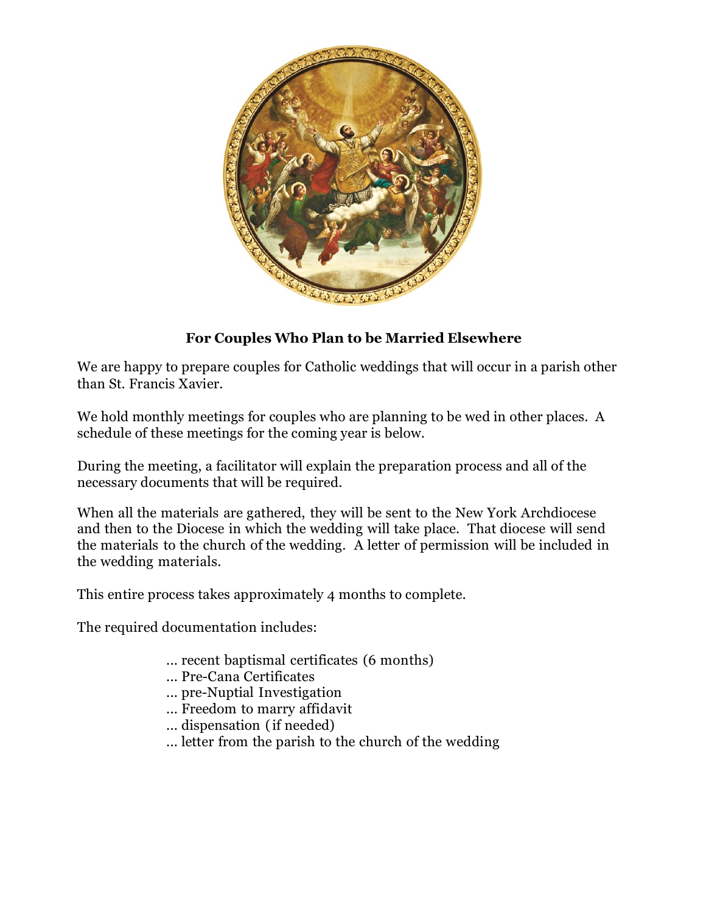## For Couples Who Plan to be Married Elsewhere

We are happy to prepare couples for Catholic weddings that will occur in a parish other than St. Francis Xavier.

We hold monthly meetings for couples who are planning to be wed in other places. A schedule of these meetings for the coming year is below.

During the meeting, a facilitator will explain the preparation process and all of the necessary documents that will be required.

When all the materials are gathered, they will be sent to the New York Archdiocese and then to the Diocese in which the wedding will take place. That diocese will send the materials to the church of the wedding. A letter of permission will be included in the wedding materials.

This entire process takes approximately 4 months to complete.

The required documentation includes:

... recent baptismal certificates (6 months)
... Pre-Cana Certificates
... pre-Nuptial Investigation
... Freedom to marry affidavit
... dispensation (if needed)
... letter from the parish to the church of the wedding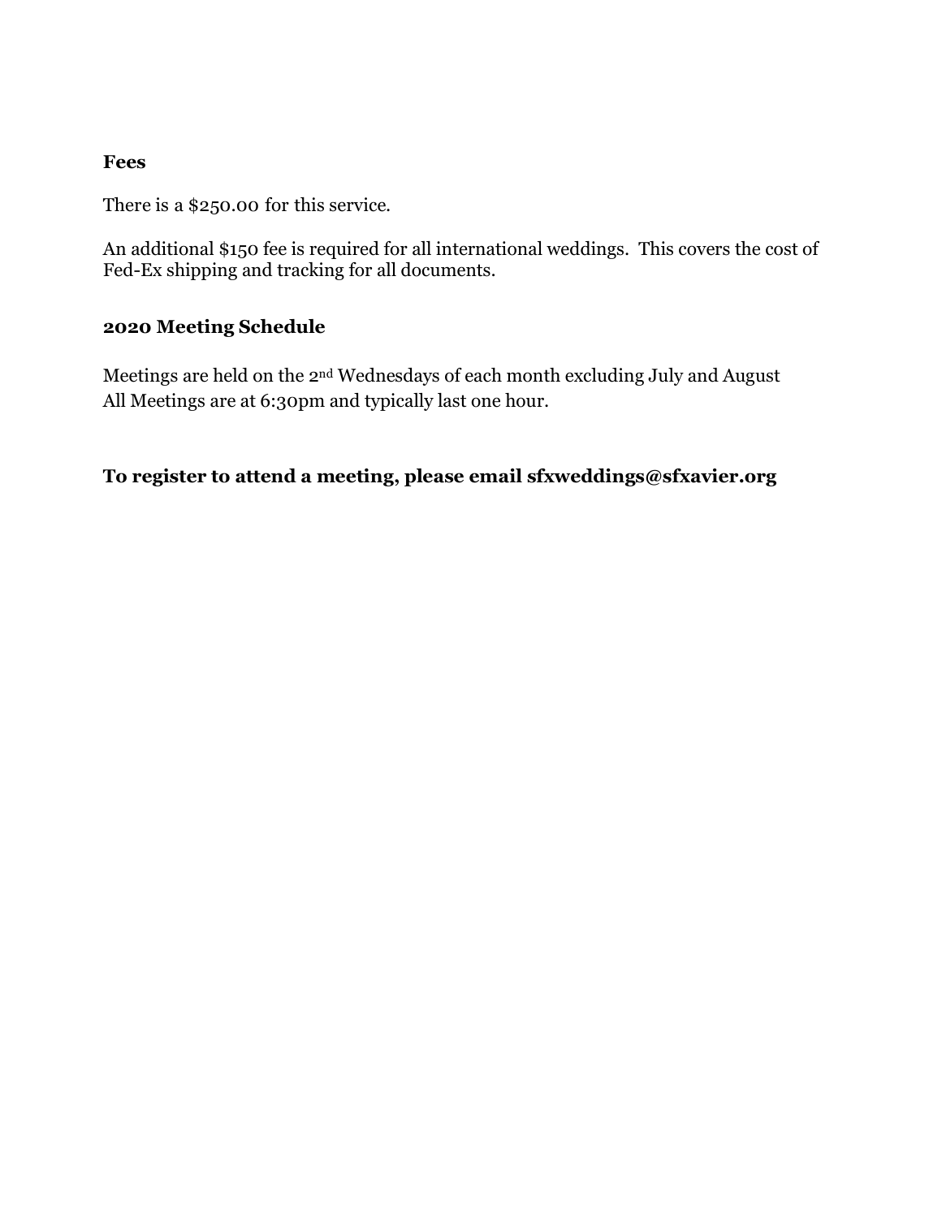**Fees**

There is a $250.00 for this service.

An additional $150 fee is required for all international weddings. This covers the cost of Fed-Ex shipping and tracking for all documents.

**2020 Meeting Schedule**

Meetings are held on the 2nd Wednesdays of each month excluding July and August
All Meetings are at 6:30pm and typically last one hour.

**To register to attend a meeting, please email sfxweddings@sfxavier.org**